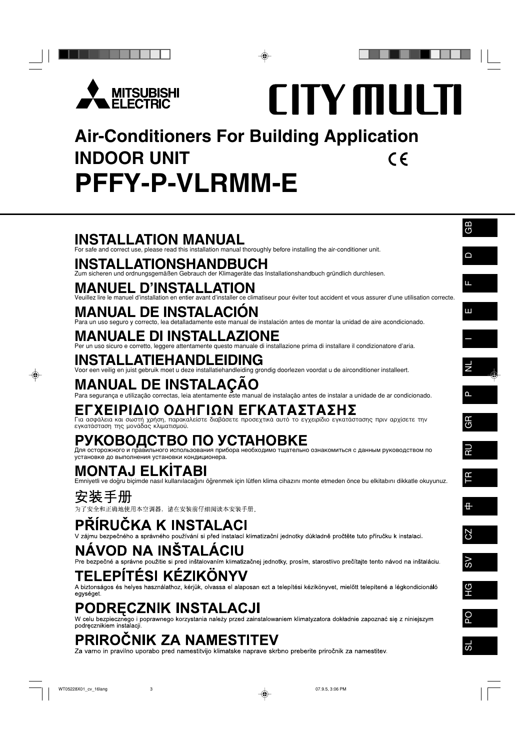MITSUBISHI ELECTRIC

CITY MULTI

# Air-Conditioners For Building Application
## INDOOR UNIT
# PFFY-P-VLRMM-E

## INSTALLATION MANUAL
For safe and correct use, please read this installation manual thoroughly before installing the air-conditioner unit.

## INSTALLATIONSHANDBUCH
Zum sicheren und ordnungsgemäßen Gebrauch der Klimageräte das Installationshandbuch gründlich durchlesen.

## MANUEL D'INSTALLATION
Veuillez lire le manuel d'installation en entier avant d'installer ce climatiseur pour éviter tout accident et vous assurer d'une utilisation correcte.

## MANUAL DE INSTALACIÓN
Para un uso seguro y correcto, lea detalladamente este manual de instalación antes de montar la unidad de aire acondicionado.

## MANUALE DI INSTALLAZIONE
Per un uso sicuro e corretto, leggere attentamente questo manuale di installazione prima di installare il condizionatore d'aria.

## INSTALLATIEHANDLEIDING
Voor een veilig en juist gebruik moet u deze installatiehandleiding grondig doorlezen voordat u de airconditioner installeert.

## MANUAL DE INSTALAÇÃO
Para segurança e utilização correctas, leia atentamente este manual de instalação antes de instalar a unidade de ar condicionado.

## ΕΓΧΕΙΡΙΔΙΟ ΟΔΗΓΙΩΝ ΕΓΚΑΤΑΣΤΑΣΗΣ
Για ασφάλεια και σωστή χρήση, παρακαλείστε διαβάσετε προσεχτικά αυτό το εγχειρίδιο εγκατάστασης πριν αρχίσετε την εγκατάσταση της μονάδας κλιματισμού.

## РУКОВОДСТВО ПО УСТАНОВКЕ
Для осторожного и правильного использования прибора необходимо тщательно ознакомиться с данным руководством по установке до выполнения установки кондиционера.

## MONTAJ ELKİTABI
Emniyetli ve doğru biçimde nasıl kullanılacağını öğrenmek için lütfen klima cihazını monte etmeden önce bu elkitabını dikkatle okuyunuz.

## 安装手册
为了安全和正确地使用本空调器，请在安装前仔细阅读本安装手册。

## PŘÍRUČKA K INSTALACI
V zájmu bezpečného a správného používání si před instalací klimatizační jednotky důkladně pročtěte tuto příručku k instalaci.

## NÁVOD NA INŠTALÁCIU
Pre bezpečné a správne použitie si pred inštalovaním klimatizačnej jednotky, prosím, starostlivo prečítajte tento návod na inštaláciu.

## TELEPÍTÉSI KÉZIKÖNYV
A biztonságos és helyes használathoz, kérjük, olvassa el alaposan ezt a telepítési kézikönyvet, mielőtt telepítené a légkondicionáló egységet.

## PODRĘCZNIK INSTALACJI
W celu bezpiecznego i poprawnego korzystania należy przed zainstalowaniem klimatyzatora dokładnie zapoznać się z niniejszym podręcznikiem instalacji.

## PRIROČNIK ZA NAMESTITEV
Za varno in pravilno uporabo pred namestitvijo klimatske naprave skrbno preberite priročnik za namestitev.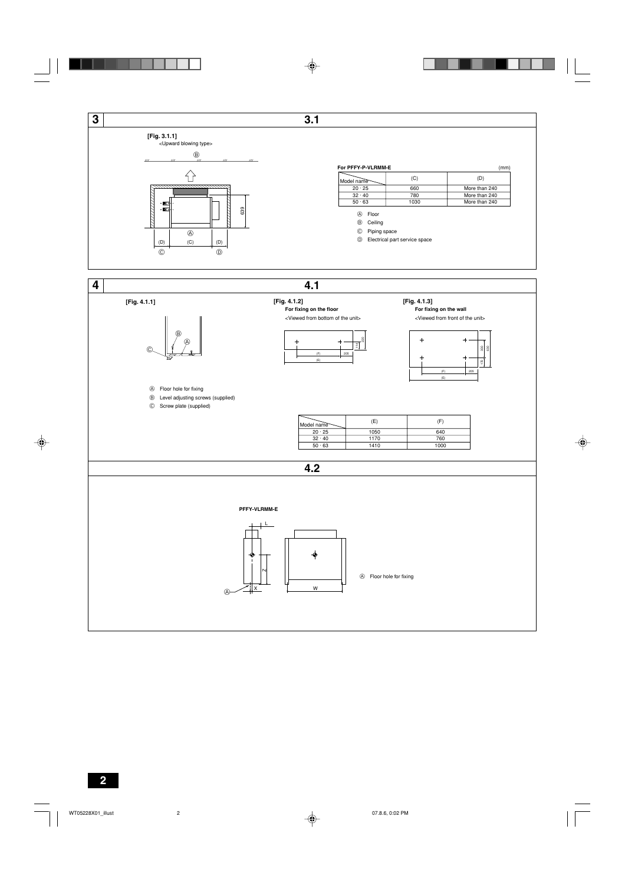# 3

## 3.1

**[Fig. 3.1.1]**
<Upward blowing type>

**For PFFY-P-VLRMM-E** (mm)

| Model name | (C) | (D) |
|---|---|---|
| 20 · 25 | 660 | More than 240 |
| 32 · 40 | 780 | More than 240 |
| 50 · 63 | 1030 | More than 240 |

Ⓐ Floor
Ⓑ Ceiling
Ⓒ Piping space
Ⓓ Electrical part service space

# 4

## 4.1

**[Fig. 4.1.1]**

Ⓐ Floor hole for fixing
Ⓑ Level adjusting screws (supplied)
Ⓒ Screw plate (supplied)

**[Fig. 4.1.2]**
**For fixing on the floor**
<Viewed from bottom of the unit>

**[Fig. 4.1.3]**
**For fixing on the wall**
<Viewed from front of the unit>

| Model name | (E) | (F) |
|---|---|---|
| 20 · 25 | 1050 | 640 |
| 32 · 40 | 1170 | 760 |
| 50 · 63 | 1410 | 1000 |

## 4.2

**PFFY-VLRMM-E**

Ⓐ Floor hole for fixing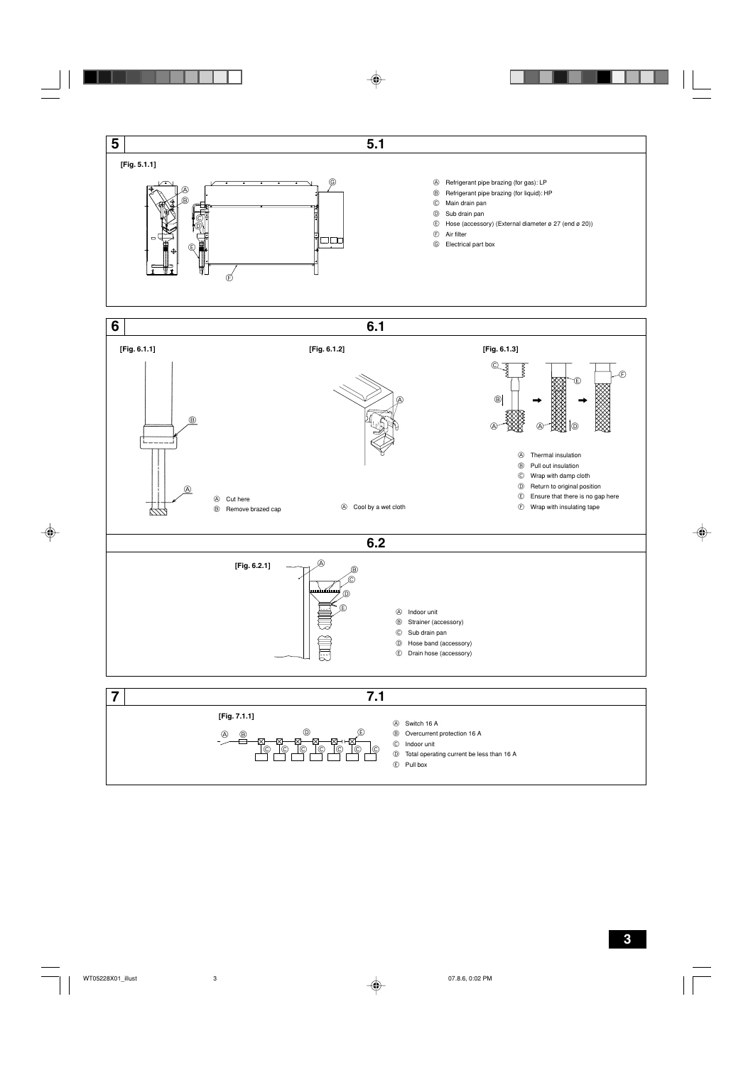## 5

### 5.1

**[Fig. 5.1.1]**

Ⓐ Refrigerant pipe brazing (for gas): LP
Ⓑ Refrigerant pipe brazing (for liquid): HP
Ⓒ Main drain pan
Ⓓ Sub drain pan
Ⓔ Hose (accessory) (External diameter ø 27 (end ø 20))
Ⓕ Air filter
Ⓖ Electrical part box

## 6

### 6.1

**[Fig. 6.1.1]**

Ⓐ Cut here
Ⓑ Remove brazed cap

**[Fig. 6.1.2]**

Ⓐ Cool by a wet cloth

**[Fig. 6.1.3]**

Ⓐ Thermal insulation
Ⓑ Pull out insulation
Ⓒ Wrap with damp cloth
Ⓓ Return to original position
Ⓔ Ensure that there is no gap here
Ⓕ Wrap with insulating tape

### 6.2

**[Fig. 6.2.1]**

Ⓐ Indoor unit
Ⓑ Strainer (accessory)
Ⓒ Sub drain pan
Ⓓ Hose band (accessory)
Ⓔ Drain hose (accessory)

## 7

### 7.1

**[Fig. 7.1.1]**

Ⓐ Switch 16 A
Ⓑ Overcurrent protection 16 A
Ⓒ Indoor unit
Ⓓ Total operating current be less than 16 A
Ⓔ Pull box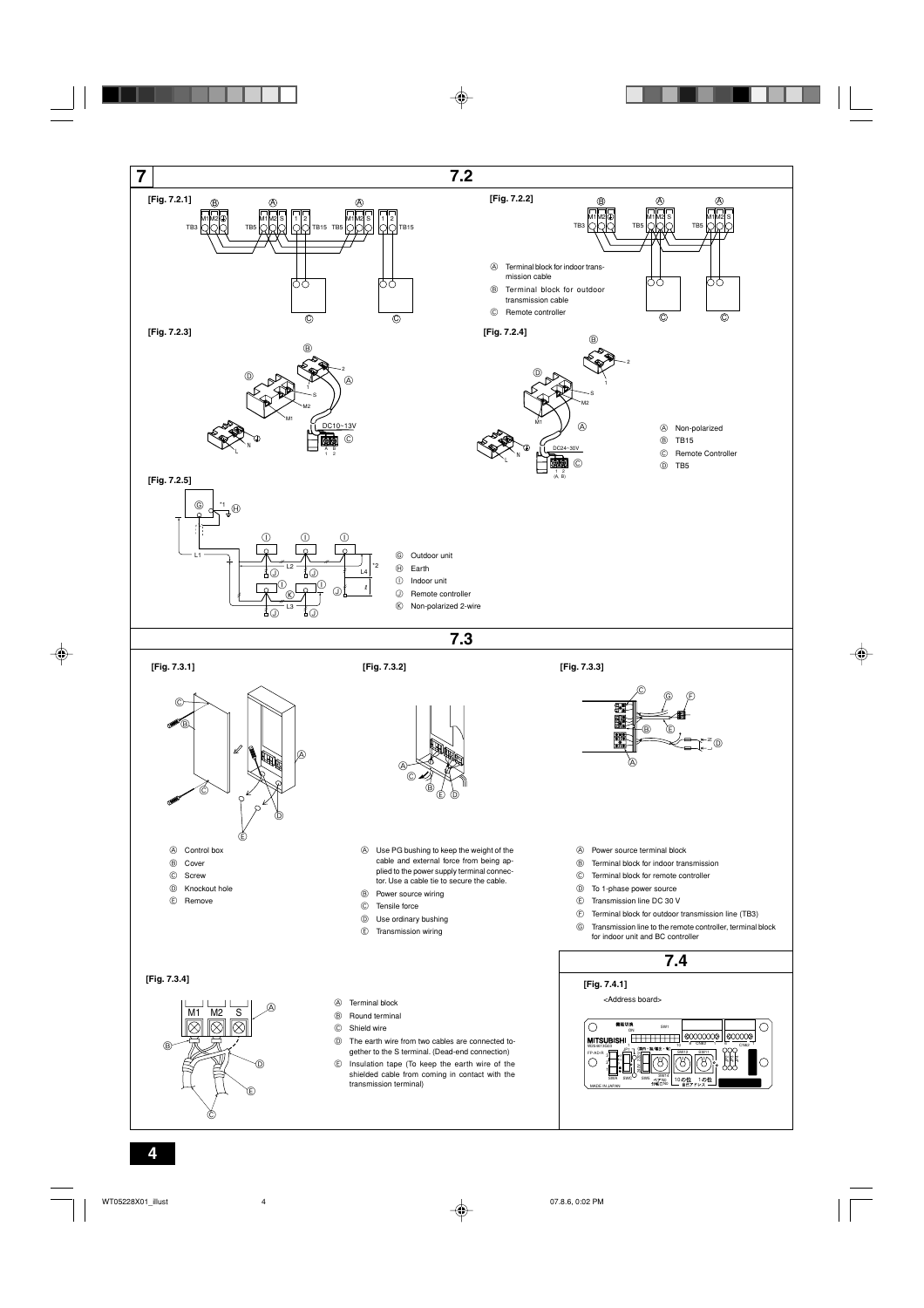# 7

## 7.2

[Fig. 7.2.1]

[Fig. 7.2.2]

Ⓐ Terminal block for indoor transmission cable

Ⓑ Terminal block for outdoor transmission cable

Ⓒ Remote controller

[Fig. 7.2.3]

[Fig. 7.2.4]

Ⓐ Non-polarized

Ⓑ TB15

Ⓒ Remote Controller

Ⓓ TB5

[Fig. 7.2.5]

Ⓖ Outdoor unit

Ⓗ Earth

Ⓘ Indoor unit

Ⓙ Remote controller

Ⓚ Non-polarized 2-wire

## 7.3

[Fig. 7.3.1]

Ⓐ Control box

Ⓑ Cover

Ⓒ Screw

Ⓓ Knockout hole

Ⓔ Remove

[Fig. 7.3.2]

Ⓐ Use PG bushing to keep the weight of the cable and external force from being applied to the power supply terminal connector. Use a cable tie to secure the cable.

Ⓑ Power source wiring

Ⓒ Tensile force

Ⓓ Use ordinary bushing

Ⓔ Transmission wiring

[Fig. 7.3.3]

Ⓐ Power source terminal block

Ⓑ Terminal block for indoor transmission

Ⓒ Terminal block for remote controller

Ⓓ To 1-phase power source

Ⓔ Transmission line DC 30 V

Ⓕ Terminal block for outdoor transmission line (TB3)

Ⓖ Transmission line to the remote controller, terminal block for indoor unit and BC controller

[Fig. 7.3.4]

Ⓐ Terminal block

Ⓑ Round terminal

Ⓒ Shield wire

Ⓓ The earth wire from two cables are connected together to the S terminal. (Dead-end connection)

Ⓔ Insulation tape (To keep the earth wire of the shielded cable from coming in contact with the transmission terminal)

## 7.4

[Fig. 7.4.1]

<Address board>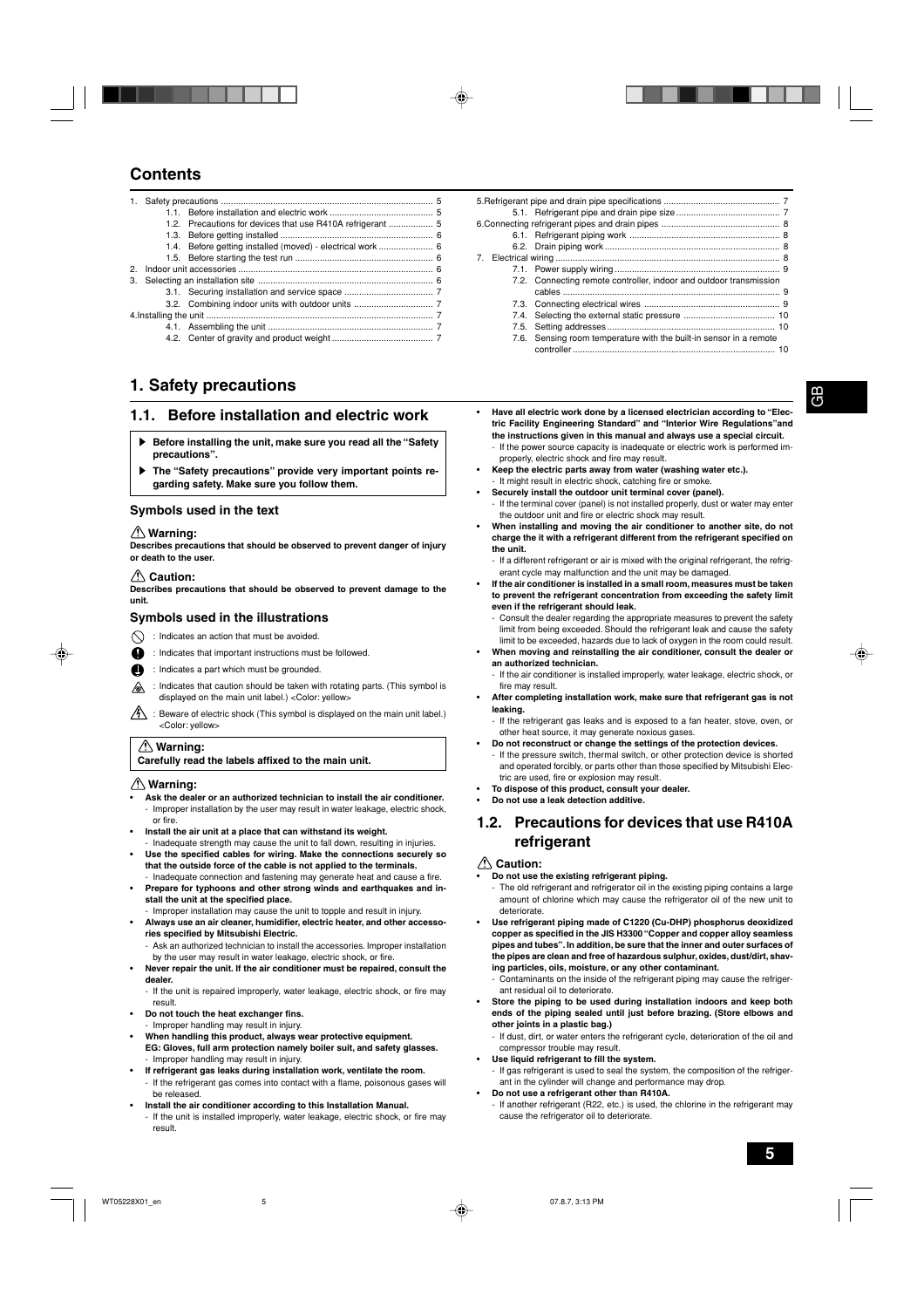# Contents

1. Safety precautions ..................................................................... 5
    - 1.1. Before installation and electric work .......................................... 5
    - 1.2. Precautions for devices that use R410A refrigerant .................. 5
    - 1.3. Before getting installed ............................................................. 6
    - 1.4. Before getting installed (moved) - electrical work ...................... 6
    - 1.5. Before starting the test run ....................................................... 6
2. Indoor unit accessories ............................................................... 6
3. Selecting an installation site ...................................................... 6
    - 3.1. Securing installation and service space ..................................... 7
    - 3.2. Combining indoor units with outdoor units ................................ 7
4. Installing the unit ........................................................................ 7
    - 4.1. Assembling the unit .................................................................... 7
    - 4.2. Center of gravity and product weight ......................................... 7
5. Refrigerant pipe and drain pipe specifications ............................... 7
    - 5.1. Refrigerant pipe and drain pipe size .......................................... 7
6. Connecting refrigerant pipes and drain pipes ................................ 8
    - 6.1. Refrigerant piping work ............................................................. 8
    - 6.2. Drain piping work ...................................................................... 8
7. Electrical wiring .......................................................................... 8
    - 7.1. Power supply wiring ................................................................... 9
    - 7.2. Connecting remote controller, indoor and outdoor transmission cables ........................................................................................ 9
    - 7.3. Connecting electrical wires ....................................................... 9
    - 7.4. Selecting the external static pressure ...................................... 10
    - 7.5. Setting addresses .................................................................... 10
    - 7.6. Sensing room temperature with the built-in sensor in a remote controller ................................................................................. 10

# 1. Safety precautions

## 1.1. Before installation and electric work

- ▶ **Before installing the unit, make sure you read all the "Safety precautions".**
- ▶ **The "Safety precautions" provide very important points regarding safety. Make sure you follow them.**

### Symbols used in the text

**⚠ Warning:**
**Describes precautions that should be observed to prevent danger of injury or death to the user.**

**⚠ Caution:**
**Describes precautions that should be observed to prevent damage to the unit.**

### Symbols used in the illustrations

- ⃠ : Indicates an action that must be avoided.
- ❗ : Indicates that important instructions must be followed.
- ⏚ : Indicates a part which must be grounded.
- ⚠ : Indicates that caution should be taken with rotating parts. (This symbol is displayed on the main unit label.) <Color: yellow>
- ⚠ : Beware of electric shock (This symbol is displayed on the main unit label.) <Color: yellow>

> **⚠ Warning:**
> **Carefully read the labels affixed to the main unit.**

**⚠ Warning:**

- **Ask the dealer or an authorized technician to install the air conditioner.**
  - Improper installation by the user may result in water leakage, electric shock, or fire.
- **Install the air unit at a place that can withstand its weight.**
  - Inadequate strength may cause the unit to fall down, resulting in injuries.
- **Use the specified cables for wiring. Make the connections securely so that the outside force of the cable is not applied to the terminals.**
  - Inadequate connection and fastening may generate heat and cause a fire.
- **Prepare for typhoons and other strong winds and earthquakes and install the unit at the specified place.**
  - Improper installation may cause the unit to topple and result in injury.
- **Always use an air cleaner, humidifier, electric heater, and other accessories specified by Mitsubishi Electric.**
  - Ask an authorized technician to install the accessories. Improper installation by the user may result in water leakage, electric shock, or fire.
- **Never repair the unit. If the air conditioner must be repaired, consult the dealer.**
  - If the unit is repaired improperly, water leakage, electric shock, or fire may result.
- **Do not touch the heat exchanger fins.**
  - Improper handling may result in injury.
- **When handling this product, always wear protective equipment.**
  **EG: Gloves, full arm protection namely boiler suit, and safety glasses.**
  - Improper handling may result in injury.
- **If refrigerant gas leaks during installation work, ventilate the room.**
  - If the refrigerant gas comes into contact with a flame, poisonous gases will be released.
- **Install the air conditioner according to this Installation Manual.**
  - If the unit is installed improperly, water leakage, electric shock, or fire may result.
- **Have all electric work done by a licensed electrician according to "Electric Facility Engineering Standard" and "Interior Wire Regulations"and the instructions given in this manual and always use a special circuit.**
  - If the power source capacity is inadequate or electric work is performed improperly, electric shock and fire may result.
- **Keep the electric parts away from water (washing water etc.).**
  - It might result in electric shock, catching fire or smoke.
- **Securely install the outdoor unit terminal cover (panel).**
  - If the terminal cover (panel) is not installed properly, dust or water may enter the outdoor unit and fire or electric shock may result.
- **When installing and moving the air conditioner to another site, do not charge the it with a refrigerant different from the refrigerant specified on the unit.**
  - If a different refrigerant or air is mixed with the original refrigerant, the refrigerant cycle may malfunction and the unit may be damaged.
- **If the air conditioner is installed in a small room, measures must be taken to prevent the refrigerant concentration from exceeding the safety limit even if the refrigerant should leak.**
  - Consult the dealer regarding the appropriate measures to prevent the safety limit from being exceeded. Should the refrigerant leak and cause the safety limit to be exceeded, hazards due to lack of oxygen in the room could result.
- **When moving and reinstalling the air conditioner, consult the dealer or an authorized technician.**
  - If the air conditioner is installed improperly, water leakage, electric shock, or fire may result.
- **After completing installation work, make sure that refrigerant gas is not leaking.**
  - If the refrigerant gas leaks and is exposed to a fan heater, stove, oven, or other heat source, it may generate noxious gases.
- **Do not reconstruct or change the settings of the protection devices.**
  - If the pressure switch, thermal switch, or other protection device is shorted and operated forcibly, or parts other than those specified by Mitsubishi Electric are used, fire or explosion may result.
- **To dispose of this product, consult your dealer.**
- **Do not use a leak detection additive.**

## 1.2. Precautions for devices that use R410A refrigerant

**⚠ Caution:**

- **Do not use the existing refrigerant piping.**
  - The old refrigerant and refrigerator oil in the existing piping contains a large amount of chlorine which may cause the refrigerator oil of the new unit to deteriorate.
- **Use refrigerant piping made of C1220 (Cu-DHP) phosphorus deoxidized copper as specified in the JIS H3300 "Copper and copper alloy seamless pipes and tubes". In addition, be sure that the inner and outer surfaces of the pipes are clean and free of hazardous sulphur, oxides, dust/dirt, shaving particles, oils, moisture, or any other contaminant.**
  - Contaminants on the inside of the refrigerant piping may cause the refrigerant residual oil to deteriorate.
- **Store the piping to be used during installation indoors and keep both ends of the piping sealed until just before brazing. (Store elbows and other joints in a plastic bag.)**
  - If dust, dirt, or water enters the refrigerant cycle, deterioration of the oil and compressor trouble may result.
- **Use liquid refrigerant to fill the system.**
  - If gas refrigerant is used to seal the system, the composition of the refrigerant in the cylinder will change and performance may drop.
- **Do not use a refrigerant other than R410A.**
  - If another refrigerant (R22, etc.) is used, the chlorine in the refrigerant may cause the refrigerator oil to deteriorate.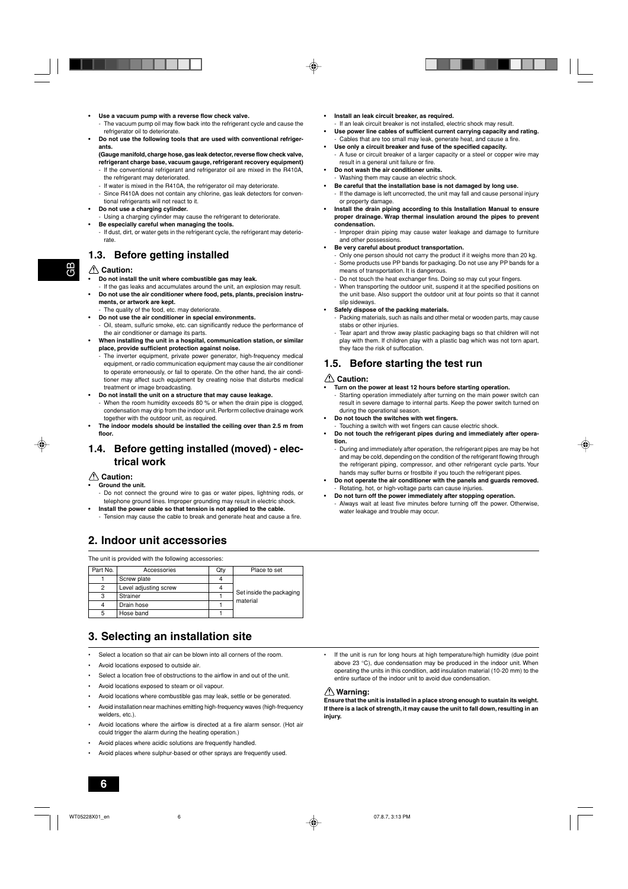- **Use a vacuum pump with a reverse flow check valve.**
  - The vacuum pump oil may flow back into the refrigerant cycle and cause the refrigerator oil to deteriorate.
- **Do not use the following tools that are used with conventional refrigerants.**
  **(Gauge manifold, charge hose, gas leak detector, reverse flow check valve, refrigerant charge base, vacuum gauge, refrigerant recovery equipment)**
  - If the conventional refrigerant and refrigerator oil are mixed in the R410A, the refrigerant may deteriorated.
  - If water is mixed in the R410A, the refrigerator oil may deteriorate.
  - Since R410A does not contain any chlorine, gas leak detectors for conventional refrigerants will not react to it.
- **Do not use a charging cylinder.**
  - Using a charging cylinder may cause the refrigerant to deteriorate.
- **Be especially careful when managing the tools.**
  - If dust, dirt, or water gets in the refrigerant cycle, the refrigerant may deteriorate.

## 1.3. Before getting installed

**⚠ Caution:**

- **Do not install the unit where combustible gas may leak.**
  - If the gas leaks and accumulates around the unit, an explosion may result.
- **Do not use the air conditioner where food, pets, plants, precision instruments, or artwork are kept.**
  - The quality of the food, etc. may deteriorate.
- **Do not use the air conditioner in special environments.**
  - Oil, steam, sulfuric smoke, etc. can significantly reduce the performance of the air conditioner or damage its parts.
- **When installing the unit in a hospital, communication station, or similar place, provide sufficient protection against noise.**
  - The inverter equipment, private power generator, high-frequency medical equipment, or radio communication equipment may cause the air conditioner to operate erroneously, or fail to operate. On the other hand, the air conditioner may affect such equipment by creating noise that disturbs medical treatment or image broadcasting.
- **Do not install the unit on a structure that may cause leakage.**
  - When the room humidity exceeds 80 % or when the drain pipe is clogged, condensation may drip from the indoor unit. Perform collective drainage work together with the outdoor unit, as required.
- **The indoor models should be installed the ceiling over than 2.5 m from floor.**

## 1.4. Before getting installed (moved) - electrical work

**⚠ Caution:**

- **Ground the unit.**
  - Do not connect the ground wire to gas or water pipes, lightning rods, or telephone ground lines. Improper grounding may result in electric shock.
- **Install the power cable so that tension is not applied to the cable.**
  - Tension may cause the cable to break and generate heat and cause a fire.
- **Install an leak circuit breaker, as required.**
  - If an leak circuit breaker is not installed, electric shock may result.
- **Use power line cables of sufficient current carrying capacity and rating.**
  - Cables that are too small may leak, generate heat, and cause a fire.
- **Use only a circuit breaker and fuse of the specified capacity.**
  - A fuse or circuit breaker of a larger capacity or a steel or copper wire may result in a general unit failure or fire.
- **Do not wash the air conditioner units.**
  - Washing them may cause an electric shock.
- **Be careful that the installation base is not damaged by long use.**
  - If the damage is left uncorrected, the unit may fall and cause personal injury or property damage.
- **Install the drain piping according to this Installation Manual to ensure proper drainage. Wrap thermal insulation around the pipes to prevent condensation.**
  - Improper drain piping may cause water leakage and damage to furniture and other possessions.
- **Be very careful about product transportation.**
  - Only one person should not carry the product if it weighs more than 20 kg.
  - Some products use PP bands for packaging. Do not use any PP bands for a means of transportation. It is dangerous.
  - Do not touch the heat exchanger fins. Doing so may cut your fingers.
  - When transporting the outdoor unit, suspend it at the specified positions on the unit base. Also support the outdoor unit at four points so that it cannot slip sideways.
- **Safely dispose of the packing materials.**
  - Packing materials, such as nails and other metal or wooden parts, may cause stabs or other injuries.
  - Tear apart and throw away plastic packaging bags so that children will not play with them. If children play with a plastic bag which was not torn apart, they face the risk of suffocation.

## 1.5. Before starting the test run

**⚠ Caution:**

- **Turn on the power at least 12 hours before starting operation.**
  - Starting operation immediately after turning on the main power switch can result in severe damage to internal parts. Keep the power switch turned on during the operational season.
- **Do not touch the switches with wet fingers.**
  - Touching a switch with wet fingers can cause electric shock.
- **Do not touch the refrigerant pipes during and immediately after operation.**
  - During and immediately after operation, the refrigerant pipes are may be hot and may be cold, depending on the condition of the refrigerant flowing through the refrigerant piping, compressor, and other refrigerant cycle parts. Your hands may suffer burns or frostbite if you touch the refrigerant pipes.
- **Do not operate the air conditioner with the panels and guards removed.**
  - Rotating, hot, or high-voltage parts can cause injuries.
- **Do not turn off the power immediately after stopping operation.**
  - Always wait at least five minutes before turning off the power. Otherwise, water leakage and trouble may occur.

# 2. Indoor unit accessories

The unit is provided with the following accessories:

| Part No. | Accessories | Qty | Place to set |
|---|---|---|---|
| 1 | Screw plate | 4 | Set inside the packaging material |
| 2 | Level adjusting screw | 4 | |
| 3 | Strainer | 1 | |
| 4 | Drain hose | 1 | |
| 5 | Hose band | 1 | |

# 3. Selecting an installation site

- Select a location so that air can be blown into all corners of the room.
- Avoid locations exposed to outside air.
- Select a location free of obstructions to the airflow in and out of the unit.
- Avoid locations exposed to steam or oil vapour.
- Avoid locations where combustible gas may leak, settle or be generated.
- Avoid installation near machines emitting high-frequency waves (high-frequency welders, etc.).
- Avoid locations where the airflow is directed at a fire alarm sensor. (Hot air could trigger the alarm during the heating operation.)
- Avoid places where acidic solutions are frequently handled.
- Avoid places where sulphur-based or other sprays are frequently used.
- If the unit is run for long hours at high temperature/high humidity (due point above 23 °C), due condensation may be produced in the indoor unit. When operating the units in this condition, add insulation material (10-20 mm) to the entire surface of the indoor unit to avoid due condensation.

**⚠ Warning:**

**Ensure that the unit is installed in a place strong enough to sustain its weight. If there is a lack of strength, it may cause the unit to fall down, resulting in an injury.**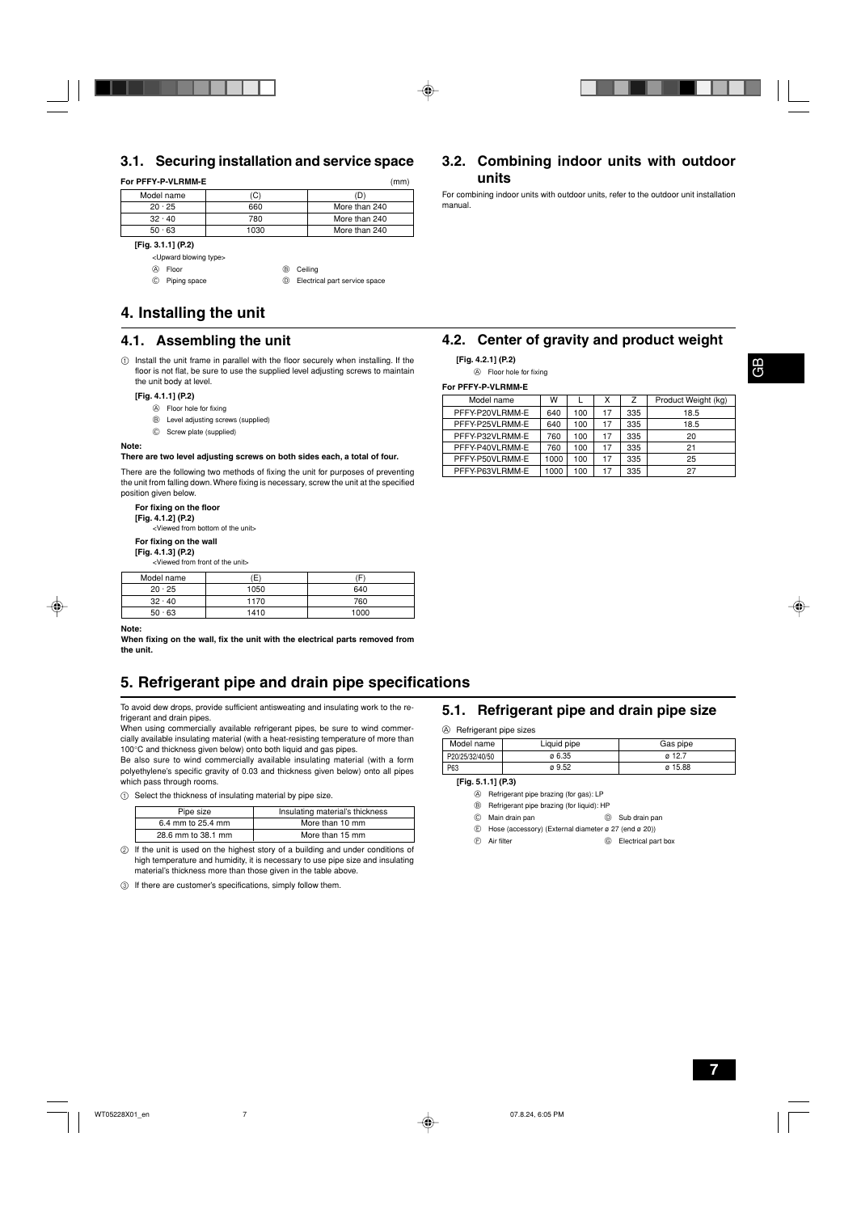## 3.1. Securing installation and service space

**For PFFY-P-VLRMM-E** (mm)

| Model name | (C) | (D) |
|---|---|---|
| 20 · 25 | 660 | More than 240 |
| 32 · 40 | 780 | More than 240 |
| 50 · 63 | 1030 | More than 240 |

**[Fig. 3.1.1] (P.2)**

<Upward blowing type>

- Ⓐ Floor
- Ⓑ Ceiling
- Ⓒ Piping space
- Ⓓ Electrical part service space

## 3.2. Combining indoor units with outdoor units

For combining indoor units with outdoor units, refer to the outdoor unit installation manual.

# 4. Installing the unit

## 4.1. Assembling the unit

① Install the unit frame in parallel with the floor securely when installing. If the floor is not flat, be sure to use the supplied level adjusting screws to maintain the unit body at level.

**[Fig. 4.1.1] (P.2)**

- Ⓐ Floor hole for fixing
- Ⓑ Level adjusting screws (supplied)
- Ⓒ Screw plate (supplied)

**Note:**

**There are two level adjusting screws on both sides each, a total of four.**

There are the following two methods of fixing the unit for purposes of preventing the unit from falling down. Where fixing is necessary, screw the unit at the specified position given below.

**For fixing on the floor**
**[Fig. 4.1.2] (P.2)**
<Viewed from bottom of the unit>

**For fixing on the wall**
**[Fig. 4.1.3] (P.2)**
<Viewed from front of the unit>

| Model name | (E) | (F) |
|---|---|---|
| 20 · 25 | 1050 | 640 |
| 32 · 40 | 1170 | 760 |
| 50 · 63 | 1410 | 1000 |

**Note:**

**When fixing on the wall, fix the unit with the electrical parts removed from the unit.**

## 4.2. Center of gravity and product weight

**[Fig. 4.2.1] (P.2)**

Ⓐ Floor hole for fixing

**For PFFY-P-VLRMM-E**

| Model name | W | L | X | Z | Product Weight (kg) |
|---|---|---|---|---|---|
| PFFY-P20VLRMM-E | 640 | 100 | 17 | 335 | 18.5 |
| PFFY-P25VLRMM-E | 640 | 100 | 17 | 335 | 18.5 |
| PFFY-P32VLRMM-E | 760 | 100 | 17 | 335 | 20 |
| PFFY-P40VLRMM-E | 760 | 100 | 17 | 335 | 21 |
| PFFY-P50VLRMM-E | 1000 | 100 | 17 | 335 | 25 |
| PFFY-P63VLRMM-E | 1000 | 100 | 17 | 335 | 27 |

# 5. Refrigerant pipe and drain pipe specifications

To avoid dew drops, provide sufficient antisweating and insulating work to the refrigerant and drain pipes.

When using commercially available refrigerant pipes, be sure to wind commercially available insulating material (with a heat-resisting temperature of more than 100°C and thickness given below) onto both liquid and gas pipes.

Be also sure to wind commercially available insulating material (with a form polyethylene's specific gravity of 0.03 and thickness given below) onto all pipes which pass through rooms.

① Select the thickness of insulating material by pipe size.

| Pipe size | Insulating material's thickness |
|---|---|
| 6.4 mm to 25.4 mm | More than 10 mm |
| 28.6 mm to 38.1 mm | More than 15 mm |

② If the unit is used on the highest story of a building and under conditions of high temperature and humidity, it is necessary to use pipe size and insulating material's thickness more than those given in the table above.

③ If there are customer's specifications, simply follow them.

## 5.1. Refrigerant pipe and drain pipe size

Ⓐ Refrigerant pipe sizes

| Model name | Liquid pipe | Gas pipe |
|---|---|---|
| P20/25/32/40/50 | ø 6.35 | ø 12.7 |
| P63 | ø 9.52 | ø 15.88 |

**[Fig. 5.1.1] (P.3)**

- Ⓐ Refrigerant pipe brazing (for gas): LP
- Ⓑ Refrigerant pipe brazing (for liquid): HP
- Ⓒ Main drain pan
- Ⓓ Sub drain pan
- Ⓔ Hose (accessory) (External diameter ø 27 (end ø 20))
- Ⓕ Air filter
- Ⓖ Electrical part box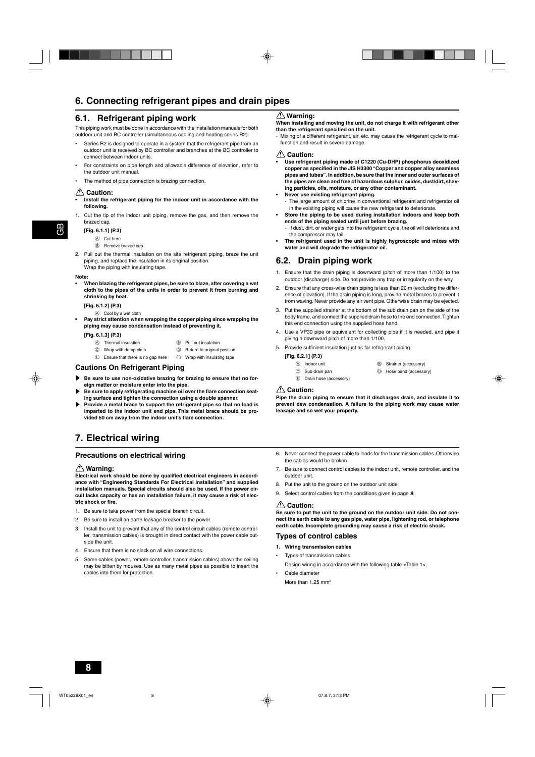# 6. Connecting refrigerant pipes and drain pipes

## 6.1. Refrigerant piping work

This piping work must be done in accordance with the installation manuals for both outdoor unit and BC controller (simultaneous cooling and heating series R2).

- Series R2 is designed to operate in a system that the refrigerant pipe from an outdoor unit is received by BC controller and branches at the BC controller to connect between indoor units.
- For constraints on pipe length and allowable difference of elevation, refer to the outdoor unit manual.
- The method of pipe connection is brazing connection.

### ⚠ Caution:

- **Install the refrigerant piping for the indoor unit in accordance with the following.**

1. Cut the tip of the indoor unit piping, remove the gas, and then remove the brazed cap.

   **[Fig. 6.1.1] (P.3)**

   Ⓐ Cut here
   Ⓑ Remove brazed cap

2. Pull out the thermal insulation on the site refrigerant piping, braze the unit piping, and replace the insulation in its original position.
   Wrap the piping with insulating tape.

**Note:**

- **When blazing the refrigerant pipes, be sure to blaze, after covering a wet cloth to the pipes of the units in order to prevent it from burning and shrinking by heat.**

  **[Fig. 6.1.2] (P.3)**

  Ⓐ Cool by a wet cloth

- **Pay strict attention when wrapping the copper piping since wrapping the piping may cause condensation instead of preventing it.**

  **[Fig. 6.1.3] (P.3)**

  Ⓐ Thermal insulation
  Ⓑ Pull out insulation
  Ⓒ Wrap with damp cloth
  Ⓓ Return to original position
  Ⓔ Ensure that there is no gap here
  Ⓕ Wrap with insulating tape

### Cautions On Refrigerant Piping

- ▶ **Be sure to use non-oxidative brazing for brazing to ensure that no foreign matter or moisture enter into the pipe.**
- ▶ **Be sure to apply refrigerating machine oil over the flare connection seating surface and tighten the connection using a double spanner.**
- ▶ **Provide a metal brace to support the refrigerant pipe so that no load is imparted to the indoor unit end pipe. This metal brace should be provided 50 cm away from the indoor unit's flare connection.**

### ⚠ Warning:

**When installing and moving the unit, do not charge it with refrigerant other than the refrigerant specified on the unit.**

- Mixing of a different refrigerant, air, etc. may cause the refrigerant cycle to malfunction and result in severe damage.

### ⚠ Caution:

- **Use refrigerant piping made of C1220 (Cu-DHP) phosphorus deoxidized copper as specified in the JIS H3300 "Copper and copper alloy seamless pipes and tubes". In addition, be sure that the inner and outer surfaces of the pipes are clean and free of hazardous sulphur, oxides, dust/dirt, shaving particles, oils, moisture, or any other contaminant.**
- **Never use existing refrigerant piping.**
  - The large amount of chlorine in conventional refrigerant and refrigerator oil in the existing piping will cause the new refrigerant to deteriorate.
- **Store the piping to be used during installation indoors and keep both ends of the piping sealed until just before brazing.**
  - If dust, dirt, or water gets into the refrigerant cycle, the oil will deteriorate and the compressor may fail.
- **The refrigerant used in the unit is highly hygroscopic and mixes with water and will degrade the refrigerator oil.**

## 6.2. Drain piping work

1. Ensure that the drain piping is downward (pitch of more than 1/100) to the outdoor (discharge) side. Do not provide any trap or irregularity on the way.
2. Ensure that any cross-wise drain piping is less than 20 m (excluding the difference of elevation). If the drain piping is long, provide metal braces to prevent it from waving. Never provide any air vent pipe. Otherwise drain may be ejected.
3. Put the supplied strainer at the bottom of the sub drain pan on the side of the body frame, and connect the supplied drain hose to the end connection. Tighten this end connection using the supplied hose hand.
4. Use a VP30 pipe or equivalent for collecting pipe if it is needed, and pipe it giving a downward pitch of more than 1/100.
5. Provide sufficient insulation just as for refrigerant piping.

   **[Fig. 6.2.1] (P.3)**

   Ⓐ Indoor unit
   Ⓑ Strainer (accessory)
   Ⓒ Sub drain pan
   Ⓓ Hose band (accessory)
   Ⓔ Drain hose (accessory)

### ⚠ Caution:

**Pipe the drain piping to ensure that it discharges drain, and insulate it to prevent dew condensation. A failure to the piping work may cause water leakage and so wet your property.**

# 7. Electrical wiring

### Precautions on electrical wiring

### ⚠ Warning:

**Electrical work should be done by qualified electrical engineers in accordance with "Engineering Standards For Electrical Installation" and supplied installation manuals. Special circuits should also be used. If the power circuit lacks capacity or has an installation failure, it may cause a risk of electric shock or fire.**

1. Be sure to take power from the special branch circuit.
2. Be sure to install an earth leakage breaker to the power.
3. Install the unit to prevent that any of the control circuit cables (remote controller, transmission cables) is brought in direct contact with the power cable outside the unit.
4. Ensure that there is no slack on all wire connections.
5. Some cables (power, remote controller, transmission cables) above the ceiling may be bitten by mouses. Use as many metal pipes as possible to insert the cables into them for protection.
6. Never connect the power cable to leads for the transmission cables. Otherwise the cables would be broken.
7. Be sure to connect control cables to the indoor unit, remote controller, and the outdoor unit.
8. Put the unit to the ground on the outdoor unit side.
9. Select control cables from the conditions given in page ***9***.

### ⚠ Caution:

**Be sure to put the unit to the ground on the outdoor unit side. Do not connect the earth cable to any gas pipe, water pipe, lightening rod, or telephone earth cable. Incomplete grounding may cause a risk of electric shock.**

### Types of control cables

1. **Wiring transmission cables**

- Types of transmission cables

  Design wiring in accordance with the following table <Table 1>.

- Cable diameter

  More than 1.25 $mm^2$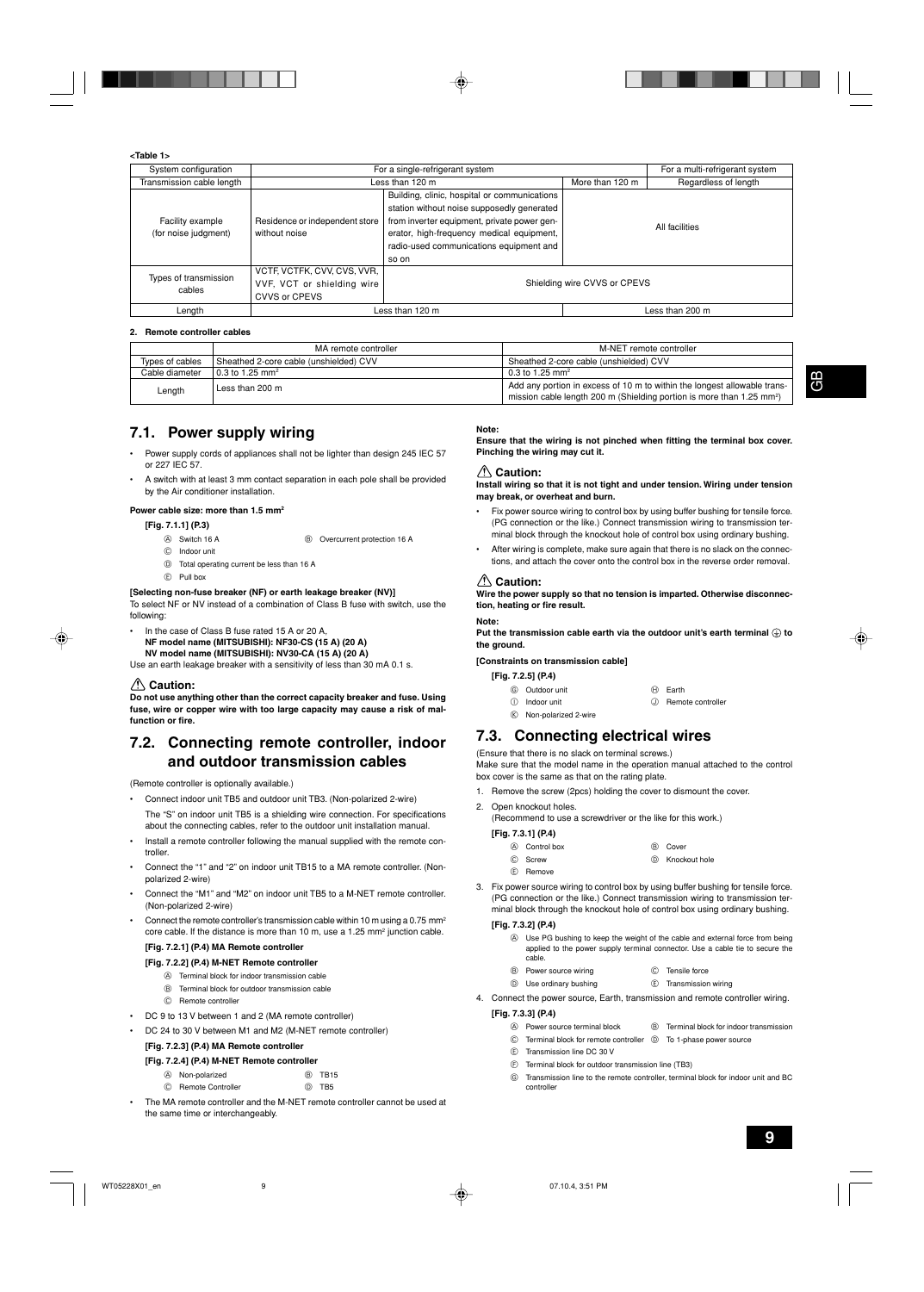**<Table 1>**

| System configuration | For a single-refrigerant system | | | For a multi-refrigerant system |
|---|---|---|---|---|
| Transmission cable length | Less than 120 m | | More than 120 m | Regardless of length |
| Facility example (for noise judgment) | Residence or independent store without noise | Building, clinic, hospital or communications station without noise supposedly generated from inverter equipment, private power generator, high-frequency medical equipment, radio-used communications equipment and so on | All facilities | |
| Types of transmission cables | VCTF, VCTFK, CVV, CVS, VVR, VVF, VCT or shielding wire CVVS or CPEVS | Shielding wire CVVS or CPEVS | | |
| Length | Less than 120 m | | | Less than 200 m |

**2. Remote controller cables**

| | MA remote controller | M-NET remote controller |
|---|---|---|
| Types of cables | Sheathed 2-core cable (unshielded) CVV | Sheathed 2-core cable (unshielded) CVV |
| Cable diameter | 0.3 to 1.25 mm² | 0.3 to 1.25 mm² |
| Length | Less than 200 m | Add any portion in excess of 10 m to within the longest allowable transmission cable length 200 m (Shielding portion is more than 1.25 mm²) |

## 7.1. Power supply wiring

- Power supply cords of appliances shall not be lighter than design 245 IEC 57 or 227 IEC 57.
- A switch with at least 3 mm contact separation in each pole shall be provided by the Air conditioner installation.

**Power cable size: more than 1.5 mm²**

**[Fig. 7.1.1] (P.3)**

Ⓐ Switch 16 A　Ⓑ Overcurrent protection 16 A
Ⓒ Indoor unit
Ⓓ Total operating current be less than 16 A
Ⓔ Pull box

**[Selecting non-fuse breaker (NF) or earth leakage breaker (NV)]**

To select NF or NV instead of a combination of Class B fuse with switch, use the following:

- In the case of Class B fuse rated 15 A or 20 A,
  **NF model name (MITSUBISHI): NF30-CS (15 A) (20 A)**
  **NV model name (MITSUBISHI): NV30-CA (15 A) (20 A)**

Use an earth leakage breaker with a sensitivity of less than 30 mA 0.1 s.

### ⚠ Caution:

**Do not use anything other than the correct capacity breaker and fuse. Using fuse, wire or copper wire with too large capacity may cause a risk of malfunction or fire.**

## 7.2. Connecting remote controller, indoor and outdoor transmission cables

(Remote controller is optionally available.)

- Connect indoor unit TB5 and outdoor unit TB3. (Non-polarized 2-wire)
  The "S" on indoor unit TB5 is a shielding wire connection. For specifications about the connecting cables, refer to the outdoor unit installation manual.
- Install a remote controller following the manual supplied with the remote controller.
- Connect the "1" and "2" on indoor unit TB15 to a MA remote controller. (Non-polarized 2-wire)
- Connect the "M1" and "M2" on indoor unit TB5 to a M-NET remote controller. (Non-polarized 2-wire)
- Connect the remote controller's transmission cable within 10 m using a 0.75 mm² core cable. If the distance is more than 10 m, use a 1.25 mm² junction cable.

**[Fig. 7.2.1] (P.4) MA Remote controller**

**[Fig. 7.2.2] (P.4) M-NET Remote controller**

Ⓐ Terminal block for indoor transmission cable
Ⓑ Terminal block for outdoor transmission cable
Ⓒ Remote controller

- DC 9 to 13 V between 1 and 2 (MA remote controller)
- DC 24 to 30 V between M1 and M2 (M-NET remote controller)

**[Fig. 7.2.3] (P.4) MA Remote controller**

**[Fig. 7.2.4] (P.4) M-NET Remote controller**

Ⓐ Non-polarized　Ⓑ TB15
Ⓒ Remote Controller　Ⓓ TB5

- The MA remote controller and the M-NET remote controller cannot be used at the same time or interchangeably.

**Note:**

**Ensure that the wiring is not pinched when fitting the terminal box cover. Pinching the wiring may cut it.**

### ⚠ Caution:

**Install wiring so that it is not tight and under tension. Wiring under tension may break, or overheat and burn.**

- Fix power source wiring to control box by using buffer bushing for tensile force. (PG connection or the like.) Connect transmission wiring to transmission terminal block through the knockout hole of control box using ordinary bushing.
- After wiring is complete, make sure again that there is no slack on the connections, and attach the cover onto the control box in the reverse order removal.

### ⚠ Caution:

**Wire the power supply so that no tension is imparted. Otherwise disconnection, heating or fire result.**

**Note:**

**Put the transmission cable earth via the outdoor unit's earth terminal ⏚ to the ground.**

**[Constraints on transmission cable]**

**[Fig. 7.2.5] (P.4)**

Ⓖ Outdoor unit　Ⓗ Earth
Ⓘ Indoor unit　Ⓙ Remote controller
Ⓚ Non-polarized 2-wire

## 7.3. Connecting electrical wires

(Ensure that there is no slack on terminal screws.)
Make sure that the model name in the operation manual attached to the control box cover is the same as that on the rating plate.

1. Remove the screw (2pcs) holding the cover to dismount the cover.
2. Open knockout holes.
   (Recommend to use a screwdriver or the like for this work.)

   **[Fig. 7.3.1] (P.4)**

   Ⓐ Control box　Ⓑ Cover
   Ⓒ Screw　Ⓓ Knockout hole
   Ⓔ Remove

3. Fix power source wiring to control box by using buffer bushing for tensile force. (PG connection or the like.) Connect transmission wiring to transmission terminal block through the knockout hole of control box using ordinary bushing.

   **[Fig. 7.3.2] (P.4)**

   Ⓐ Use PG bushing to keep the weight of the cable and external force from being applied to the power supply terminal connector. Use a cable tie to secure the cable.
   Ⓑ Power source wiring　Ⓒ Tensile force
   Ⓓ Use ordinary bushing　Ⓔ Transmission wiring

4. Connect the power source, Earth, transmission and remote controller wiring.

   **[Fig. 7.3.3] (P.4)**

   Ⓐ Power source terminal block　Ⓑ Terminal block for indoor transmission
   Ⓒ Terminal block for remote controller　Ⓓ To 1-phase power source
   Ⓔ Transmission line DC 30 V
   Ⓕ Terminal block for outdoor transmission line (TB3)
   Ⓖ Transmission line to the remote controller, terminal block for indoor unit and BC controller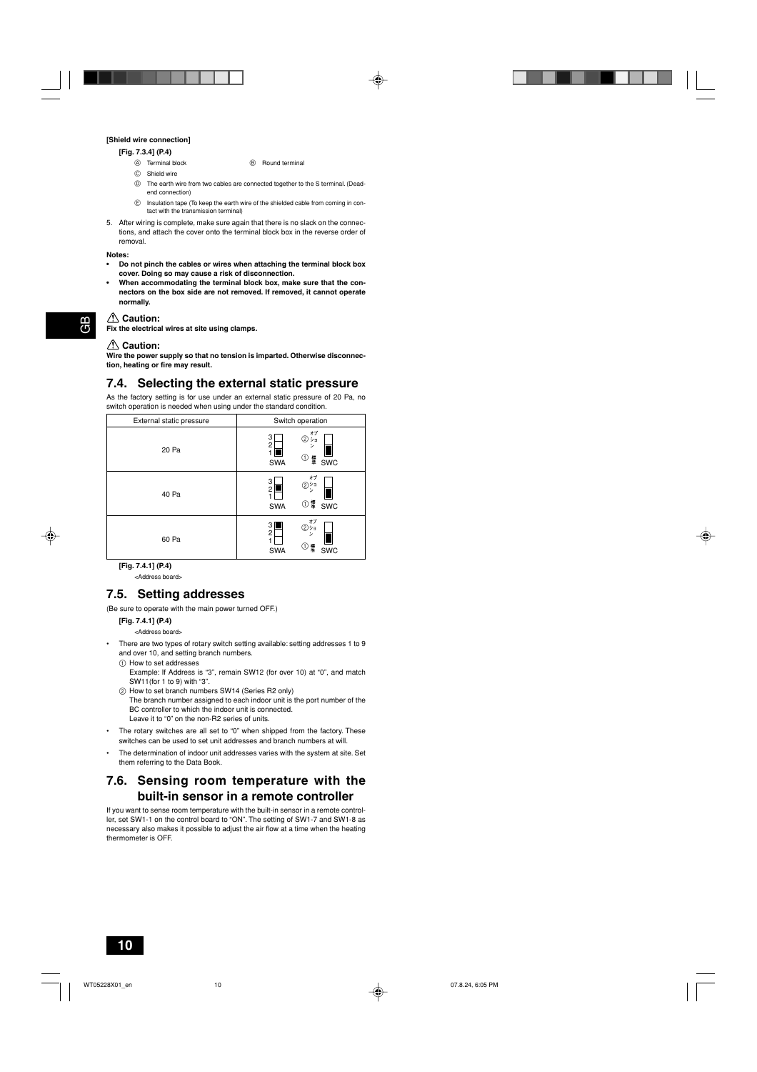**[Shield wire connection]**

**[Fig. 7.3.4] (P.4)**

Ⓐ Terminal block　　Ⓑ Round terminal

Ⓒ Shield wire

Ⓓ The earth wire from two cables are connected together to the S terminal. (Dead-end connection)

Ⓔ Insulation tape (To keep the earth wire of the shielded cable from coming in contact with the transmission terminal)

5. After wiring is complete, make sure again that there is no slack on the connections, and attach the cover onto the terminal block box in the reverse order of removal.

**Notes:**

- **Do not pinch the cables or wires when attaching the terminal block box cover. Doing so may cause a risk of disconnection.**
- **When accommodating the terminal block box, make sure that the connectors on the box side are not removed. If removed, it cannot operate normally.**

⚠ **Caution:**

**Fix the electrical wires at site using clamps.**

⚠ **Caution:**

**Wire the power supply so that no tension is imparted. Otherwise disconnection, heating or fire may result.**

## 7.4. Selecting the external static pressure

As the factory setting is for use under an external static pressure of 20 Pa, no switch operation is needed when using under the standard condition.

| External static pressure | Switch operation |
|---|---|
| 20 Pa | SWA: 1 / SWC: ① 標準 |
| 40 Pa | SWA: 2 / SWC: ① 標準 |
| 60 Pa | SWA: 3 / SWC: ① 標準 |

**[Fig. 7.4.1] (P.4)**

<Address board>

## 7.5. Setting addresses

(Be sure to operate with the main power turned OFF.)

**[Fig. 7.4.1] (P.4)**

<Address board>

- There are two types of rotary switch setting available: setting addresses 1 to 9 and over 10, and setting branch numbers.
  ① How to set addresses
  Example: If Address is "3", remain SW12 (for over 10) at "0", and match SW11(for 1 to 9) with "3".
  ② How to set branch numbers SW14 (Series R2 only)
  The branch number assigned to each indoor unit is the port number of the BC controller to which the indoor unit is connected.
  Leave it to "0" on the non-R2 series of units.
- The rotary switches are all set to "0" when shipped from the factory. These switches can be used to set unit addresses and branch numbers at will.
- The determination of indoor unit addresses varies with the system at site. Set them referring to the Data Book.

## 7.6. Sensing room temperature with the built-in sensor in a remote controller

If you want to sense room temperature with the built-in sensor in a remote controller, set SW1-1 on the control board to "ON". The setting of SW1-7 and SW1-8 as necessary also makes it possible to adjust the air flow at a time when the heating thermometer is OFF.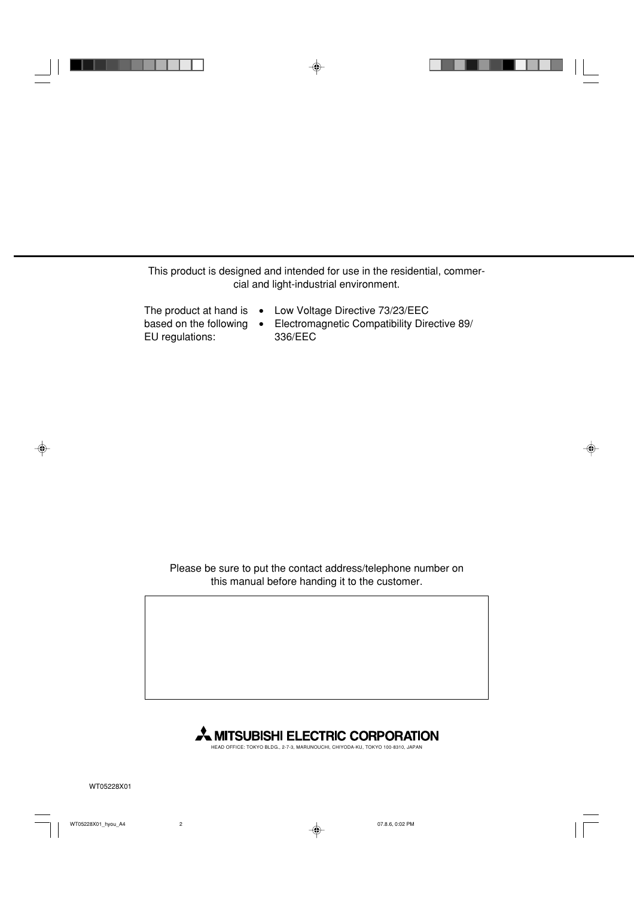This product is designed and intended for use in the residential, commercial and light-industrial environment.

The product at hand is based on the following EU regulations:

- Low Voltage Directive 73/23/EEC
- Electromagnetic Compatibility Directive 89/336/EEC

Please be sure to put the contact address/telephone number on this manual before handing it to the customer.

| |
|---|
| |

**MITSUBISHI ELECTRIC CORPORATION**

HEAD OFFICE: TOKYO BLDG., 2-7-3, MARUNOUCHI, CHIYODA-KU, TOKYO 100-8310, JAPAN

WT05228X01